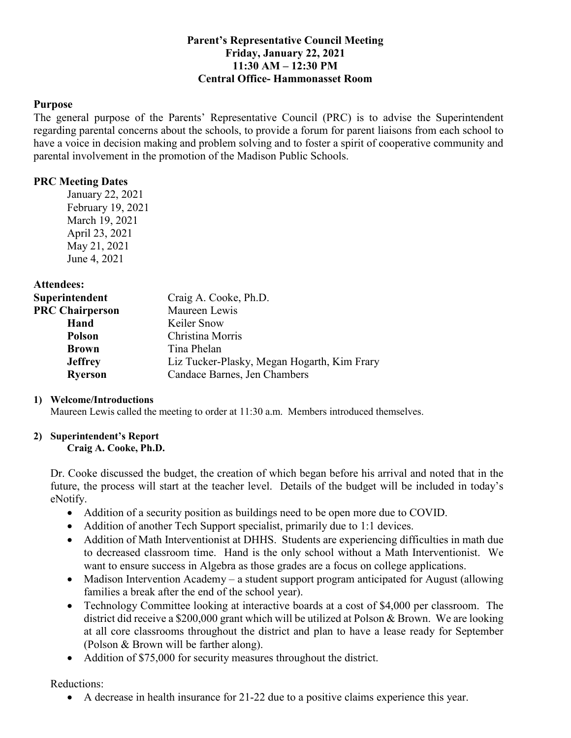**Parent's Representative Council Meeting**
**Friday, January 22, 2021**
**11:30 AM – 12:30 PM**
**Central Office- Hammonasset Room**

## Purpose

The general purpose of the Parents' Representative Council (PRC) is to advise the Superintendent regarding parental concerns about the schools, to provide a forum for parent liaisons from each school to have a voice in decision making and problem solving and to foster a spirit of cooperative community and parental involvement in the promotion of the Madison Public Schools.

## PRC Meeting Dates

January 22, 2021
February 19, 2021
March 19, 2021
April 23, 2021
May 21, 2021
June 4, 2021

## Attendees:

| | |
|---|---|
| **Superintendent** | Craig A. Cooke, Ph.D. |
| **PRC Chairperson** | Maureen Lewis |
| **Hand** | Keiler Snow |
| **Polson** | Christina Morris |
| **Brown** | Tina Phelan |
| **Jeffrey** | Liz Tucker-Plasky, Megan Hogarth, Kim Frary |
| **Ryerson** | Candace Barnes, Jen Chambers |

**1) Welcome/Introductions**

Maureen Lewis called the meeting to order at 11:30 a.m. Members introduced themselves.

**2) Superintendent's Report**
**Craig A. Cooke, Ph.D.**

Dr. Cooke discussed the budget, the creation of which began before his arrival and noted that in the future, the process will start at the teacher level. Details of the budget will be included in today's eNotify.

- Addition of a security position as buildings need to be open more due to COVID.
- Addition of another Tech Support specialist, primarily due to 1:1 devices.
- Addition of Math Interventionist at DHHS. Students are experiencing difficulties in math due to decreased classroom time. Hand is the only school without a Math Interventionist. We want to ensure success in Algebra as those grades are a focus on college applications.
- Madison Intervention Academy – a student support program anticipated for August (allowing families a break after the end of the school year).
- Technology Committee looking at interactive boards at a cost of $4,000 per classroom. The district did receive a $200,000 grant which will be utilized at Polson & Brown. We are looking at all core classrooms throughout the district and plan to have a lease ready for September (Polson & Brown will be farther along).
- Addition of $75,000 for security measures throughout the district.

Reductions:

- A decrease in health insurance for 21-22 due to a positive claims experience this year.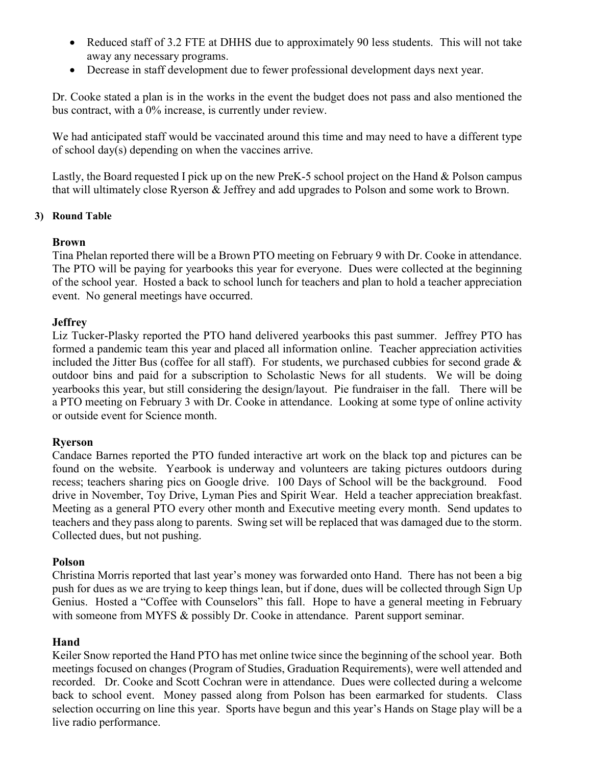- Reduced staff of 3.2 FTE at DHHS due to approximately 90 less students. This will not take away any necessary programs.
- Decrease in staff development due to fewer professional development days next year.

Dr. Cooke stated a plan is in the works in the event the budget does not pass and also mentioned the bus contract, with a 0% increase, is currently under review.

We had anticipated staff would be vaccinated around this time and may need to have a different type of school day(s) depending on when the vaccines arrive.

Lastly, the Board requested I pick up on the new PreK-5 school project on the Hand & Polson campus that will ultimately close Ryerson & Jeffrey and add upgrades to Polson and some work to Brown.

**3) Round Table**

**Brown**
Tina Phelan reported there will be a Brown PTO meeting on February 9 with Dr. Cooke in attendance. The PTO will be paying for yearbooks this year for everyone. Dues were collected at the beginning of the school year. Hosted a back to school lunch for teachers and plan to hold a teacher appreciation event. No general meetings have occurred.

**Jeffrey**
Liz Tucker-Plasky reported the PTO hand delivered yearbooks this past summer. Jeffrey PTO has formed a pandemic team this year and placed all information online. Teacher appreciation activities included the Jitter Bus (coffee for all staff). For students, we purchased cubbies for second grade & outdoor bins and paid for a subscription to Scholastic News for all students. We will be doing yearbooks this year, but still considering the design/layout. Pie fundraiser in the fall. There will be a PTO meeting on February 3 with Dr. Cooke in attendance. Looking at some type of online activity or outside event for Science month.

**Ryerson**
Candace Barnes reported the PTO funded interactive art work on the black top and pictures can be found on the website. Yearbook is underway and volunteers are taking pictures outdoors during recess; teachers sharing pics on Google drive. 100 Days of School will be the background. Food drive in November, Toy Drive, Lyman Pies and Spirit Wear. Held a teacher appreciation breakfast. Meeting as a general PTO every other month and Executive meeting every month. Send updates to teachers and they pass along to parents. Swing set will be replaced that was damaged due to the storm. Collected dues, but not pushing.

**Polson**
Christina Morris reported that last year's money was forwarded onto Hand. There has not been a big push for dues as we are trying to keep things lean, but if done, dues will be collected through Sign Up Genius. Hosted a "Coffee with Counselors" this fall. Hope to have a general meeting in February with someone from MYFS & possibly Dr. Cooke in attendance. Parent support seminar.

**Hand**
Keiler Snow reported the Hand PTO has met online twice since the beginning of the school year. Both meetings focused on changes (Program of Studies, Graduation Requirements), were well attended and recorded. Dr. Cooke and Scott Cochran were in attendance. Dues were collected during a welcome back to school event. Money passed along from Polson has been earmarked for students. Class selection occurring on line this year. Sports have begun and this year's Hands on Stage play will be a live radio performance.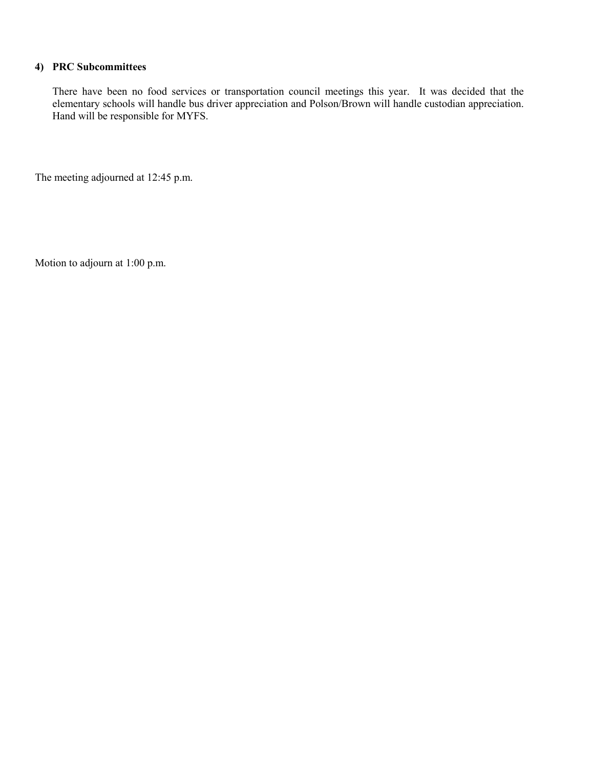**4) PRC Subcommittees**

There have been no food services or transportation council meetings this year. It was decided that the elementary schools will handle bus driver appreciation and Polson/Brown will handle custodian appreciation. Hand will be responsible for MYFS.

The meeting adjourned at 12:45 p.m.

Motion to adjourn at 1:00 p.m.